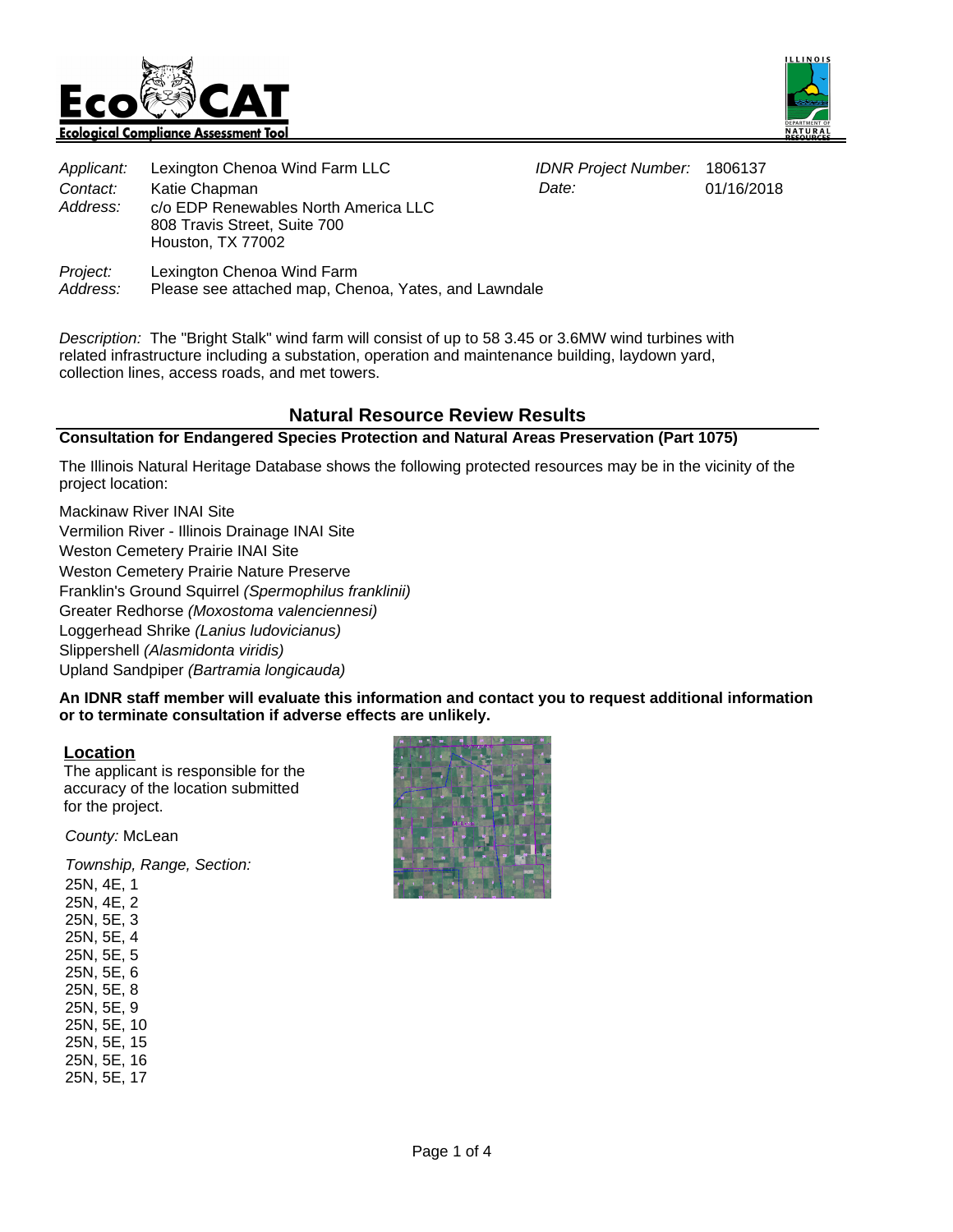# EcoCAT

**Ecological Compliance Assessment Tool**

*Applicant:* Lexington Chenoa Wind Farm LLC
*Contact:* Katie Chapman
*Address:* c/o EDP Renewables North America LLC
808 Travis Street, Suite 700
Houston, TX 77002

*IDNR Project Number:* 1806137
*Date:* 01/16/2018

*Project:* Lexington Chenoa Wind Farm
*Address:* Please see attached map, Chenoa, Yates, and Lawndale

*Description:* The "Bright Stalk" wind farm will consist of up to 58 3.45 or 3.6MW wind turbines with related infrastructure including a substation, operation and maintenance building, laydown yard, collection lines, access roads, and met towers.

## Natural Resource Review Results

**Consultation for Endangered Species Protection and Natural Areas Preservation (Part 1075)**

The Illinois Natural Heritage Database shows the following protected resources may be in the vicinity of the project location:

Mackinaw River INAI Site
Vermilion River - Illinois Drainage INAI Site
Weston Cemetery Prairie INAI Site
Weston Cemetery Prairie Nature Preserve
Franklin's Ground Squirrel *(Spermophilus franklinii)*
Greater Redhorse *(Moxostoma valenciennesi)*
Loggerhead Shrike *(Lanius ludovicianus)*
Slippershell *(Alasmidonta viridis)*
Upland Sandpiper *(Bartramia longicauda)*

**An IDNR staff member will evaluate this information and contact you to request additional information or to terminate consultation if adverse effects are unlikely.**

**Location**

The applicant is responsible for the accuracy of the location submitted for the project.

*County:* McLean

*Township, Range, Section:*
25N, 4E, 1
25N, 4E, 2
25N, 5E, 3
25N, 5E, 4
25N, 5E, 5
25N, 5E, 6
25N, 5E, 8
25N, 5E, 9
25N, 5E, 10
25N, 5E, 15
25N, 5E, 16
25N, 5E, 17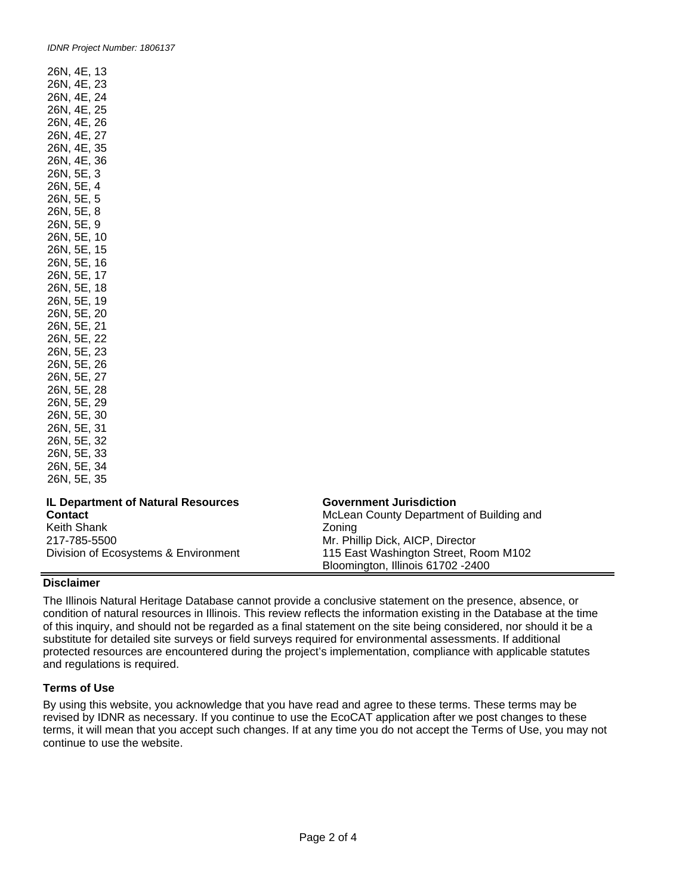*IDNR Project Number: 1806137*

26N, 4E, 13
26N, 4E, 23
26N, 4E, 24
26N, 4E, 25
26N, 4E, 26
26N, 4E, 27
26N, 4E, 35
26N, 4E, 36
26N, 5E, 3
26N, 5E, 4
26N, 5E, 5
26N, 5E, 8
26N, 5E, 9
26N, 5E, 10
26N, 5E, 15
26N, 5E, 16
26N, 5E, 17
26N, 5E, 18
26N, 5E, 19
26N, 5E, 20
26N, 5E, 21
26N, 5E, 22
26N, 5E, 23
26N, 5E, 26
26N, 5E, 27
26N, 5E, 28
26N, 5E, 29
26N, 5E, 30
26N, 5E, 31
26N, 5E, 32
26N, 5E, 33
26N, 5E, 34
26N, 5E, 35

**IL Department of Natural Resources Contact**
Keith Shank
217-785-5500
Division of Ecosystems & Environment

**Government Jurisdiction**
McLean County Department of Building and Zoning
Mr. Phillip Dick, AICP, Director
115 East Washington Street, Room M102
Bloomington, Illinois 61702 -2400

**Disclaimer**

The Illinois Natural Heritage Database cannot provide a conclusive statement on the presence, absence, or condition of natural resources in Illinois. This review reflects the information existing in the Database at the time of this inquiry, and should not be regarded as a final statement on the site being considered, nor should it be a substitute for detailed site surveys or field surveys required for environmental assessments. If additional protected resources are encountered during the project's implementation, compliance with applicable statutes and regulations is required.

**Terms of Use**

By using this website, you acknowledge that you have read and agree to these terms. These terms may be revised by IDNR as necessary. If you continue to use the EcoCAT application after we post changes to these terms, it will mean that you accept such changes. If at any time you do not accept the Terms of Use, you may not continue to use the website.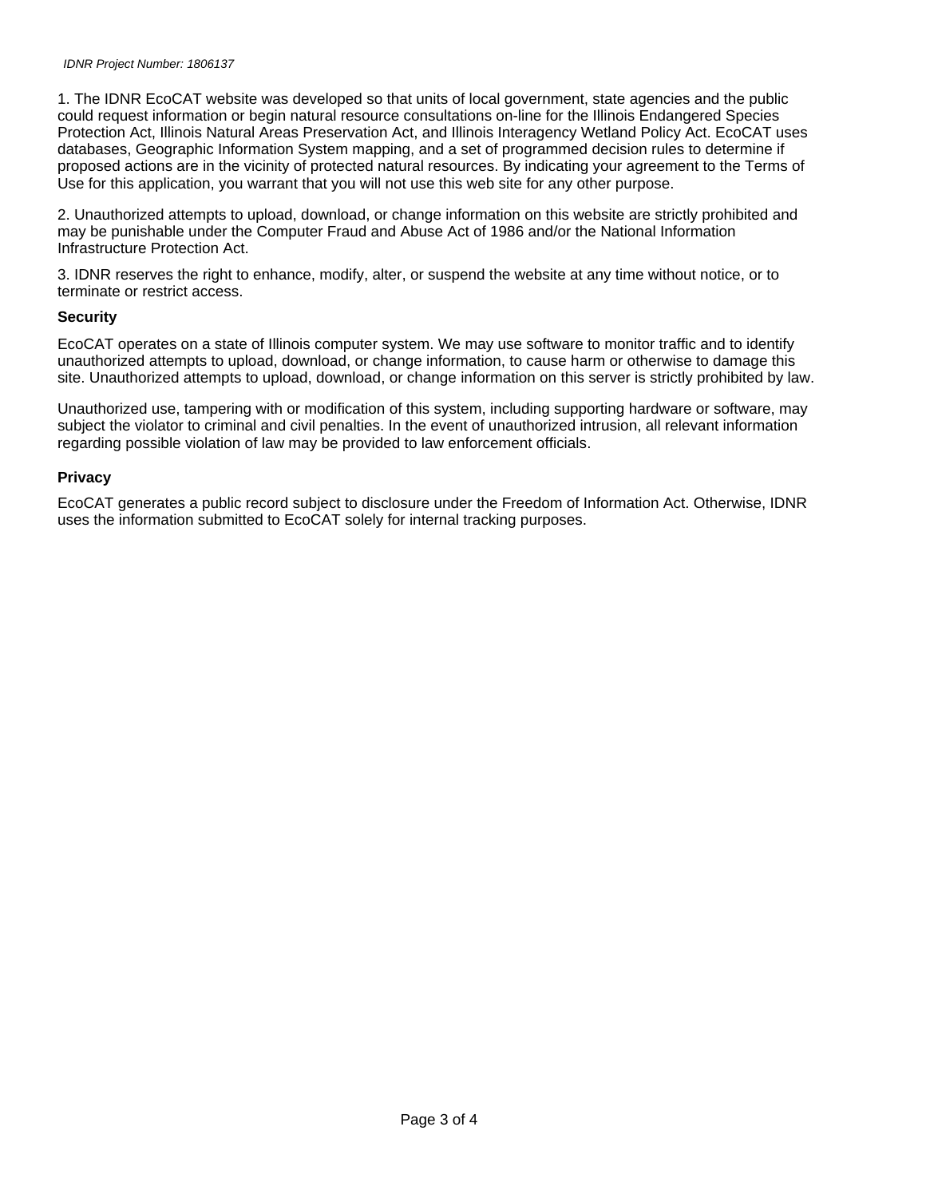1. The IDNR EcoCAT website was developed so that units of local government, state agencies and the public could request information or begin natural resource consultations on-line for the Illinois Endangered Species Protection Act, Illinois Natural Areas Preservation Act, and Illinois Interagency Wetland Policy Act. EcoCAT uses databases, Geographic Information System mapping, and a set of programmed decision rules to determine if proposed actions are in the vicinity of protected natural resources. By indicating your agreement to the Terms of Use for this application, you warrant that you will not use this web site for any other purpose.

2. Unauthorized attempts to upload, download, or change information on this website are strictly prohibited and may be punishable under the Computer Fraud and Abuse Act of 1986 and/or the National Information Infrastructure Protection Act.

3. IDNR reserves the right to enhance, modify, alter, or suspend the website at any time without notice, or to terminate or restrict access.

**Security**

EcoCAT operates on a state of Illinois computer system. We may use software to monitor traffic and to identify unauthorized attempts to upload, download, or change information, to cause harm or otherwise to damage this site. Unauthorized attempts to upload, download, or change information on this server is strictly prohibited by law.

Unauthorized use, tampering with or modification of this system, including supporting hardware or software, may subject the violator to criminal and civil penalties. In the event of unauthorized intrusion, all relevant information regarding possible violation of law may be provided to law enforcement officials.

**Privacy**

EcoCAT generates a public record subject to disclosure under the Freedom of Information Act. Otherwise, IDNR uses the information submitted to EcoCAT solely for internal tracking purposes.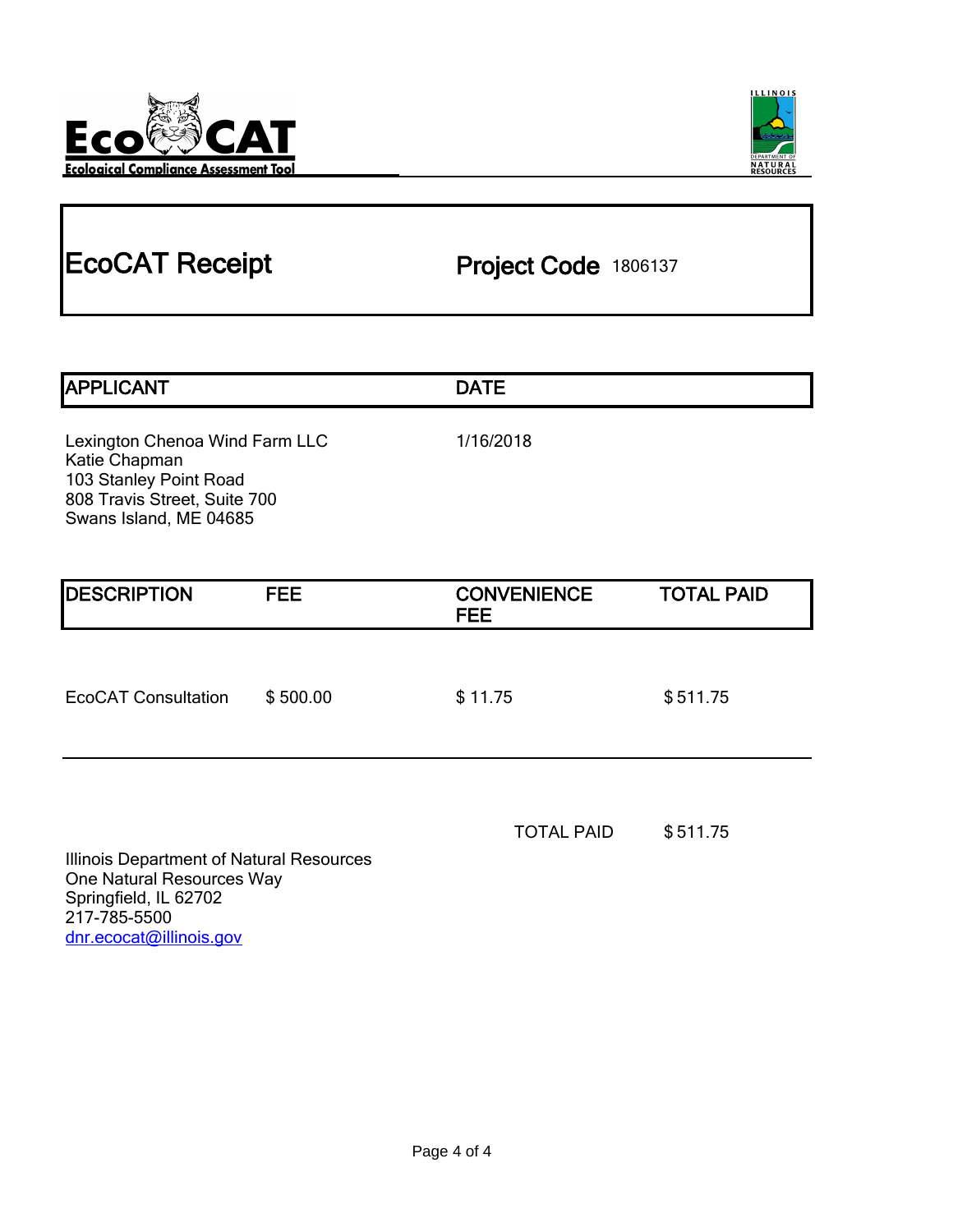# EcoCAT Receipt

**Project Code** 1806137

| APPLICANT | DATE |
|---|---|
| Lexington Chenoa Wind Farm LLC<br>Katie Chapman<br>103 Stanley Point Road<br>808 Travis Street, Suite 700<br>Swans Island, ME 04685 | 1/16/2018 |

| DESCRIPTION | FEE | CONVENIENCE FEE | TOTAL PAID |
|---|---|---|---|
| EcoCAT Consultation | $ 500.00 | $ 11.75 | $ 511.75 |

TOTAL PAID $ 511.75

Illinois Department of Natural Resources
One Natural Resources Way
Springfield, IL 62702
217-785-5500
dnr.ecocat@illinois.gov